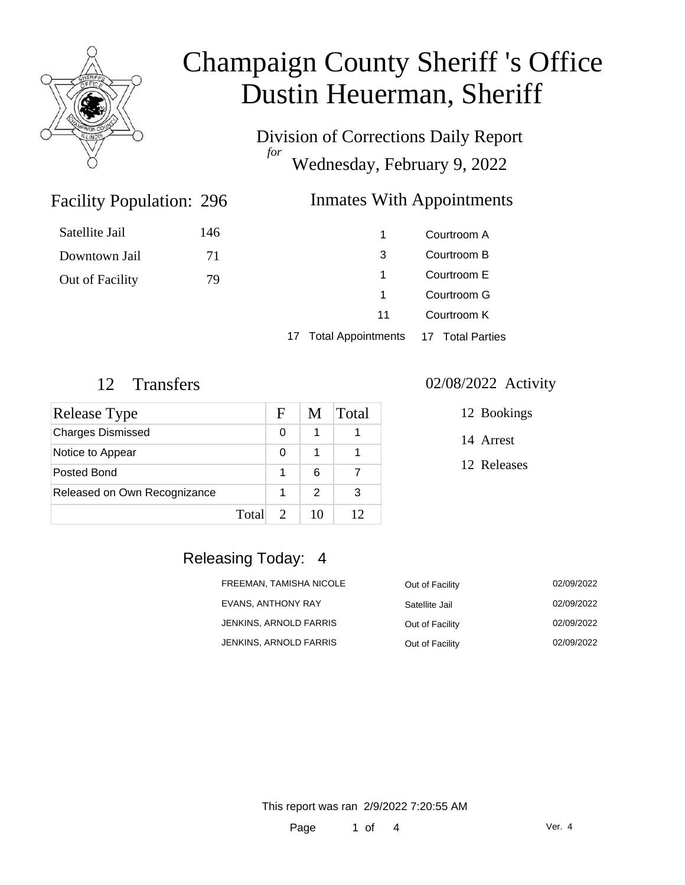# Champaign County Sheriff 's Office
# Dustin Heuerman, Sheriff

Division of Corrections Daily Report
*for*
Wednesday, February 9, 2022

## Facility Population: 296

| | |
|---|---|
| Satellite Jail | 146 |
| Downtown Jail | 71 |
| Out of Facility | 79 |

## Inmates With Appointments

| | |
|---|---|
| 1 | Courtroom A |
| 3 | Courtroom B |
| 1 | Courtroom E |
| 1 | Courtroom G |
| 11 | Courtroom K |
| 17 Total Appointments | 17 Total Parties |

## 12 Transfers

| Release Type | F | M | Total |
|---|---|---|---|
| Charges Dismissed | 0 | 1 | 1 |
| Notice to Appear | 0 | 1 | 1 |
| Posted Bond | 1 | 6 | 7 |
| Released on Own Recognizance | 1 | 2 | 3 |
| Total | 2 | 10 | 12 |

## 02/08/2022 Activity

- 12 Bookings
- 14 Arrest
- 12 Releases

## Releasing Today: 4

| | | |
|---|---|---|
| FREEMAN, TAMISHA NICOLE | Out of Facility | 02/09/2022 |
| EVANS, ANTHONY RAY | Satellite Jail | 02/09/2022 |
| JENKINS, ARNOLD FARRIS | Out of Facility | 02/09/2022 |
| JENKINS, ARNOLD FARRIS | Out of Facility | 02/09/2022 |

This report was ran 2/9/2022 7:20:55 AM

Ver. 4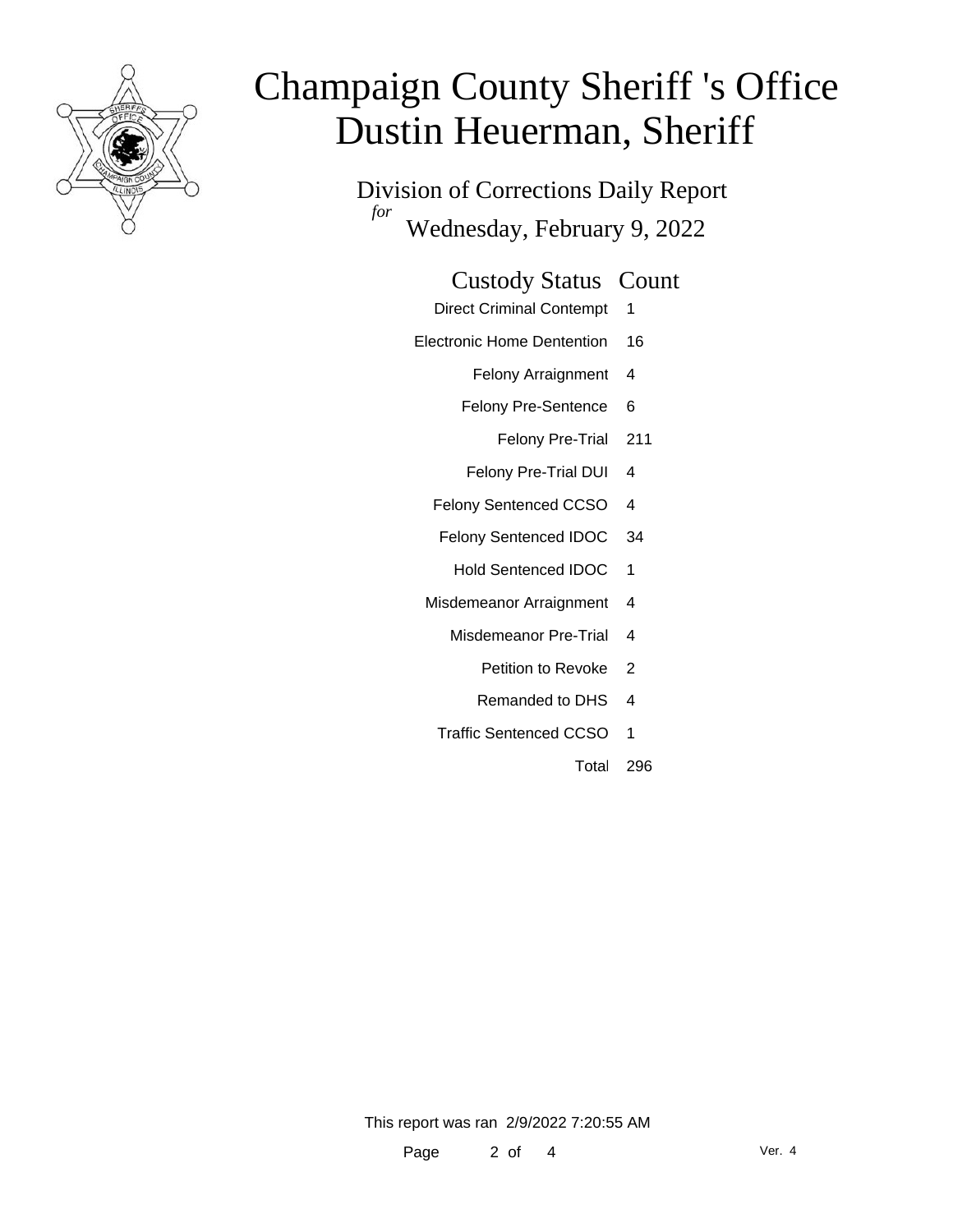# Champaign County Sheriff 's Office
# Dustin Heuerman, Sheriff

## Division of Corrections Daily Report
*for*
## Wednesday, February 9, 2022

| Custody Status | Count |
|---|---|
| Direct Criminal Contempt | 1 |
| Electronic Home Dentention | 16 |
| Felony Arraignment | 4 |
| Felony Pre-Sentence | 6 |
| Felony Pre-Trial | 211 |
| Felony Pre-Trial DUI | 4 |
| Felony Sentenced CCSO | 4 |
| Felony Sentenced IDOC | 34 |
| Hold Sentenced IDOC | 1 |
| Misdemeanor Arraignment | 4 |
| Misdemeanor Pre-Trial | 4 |
| Petition to Revoke | 2 |
| Remanded to DHS | 4 |
| Traffic Sentenced CCSO | 1 |
| Total | 296 |

This report was ran 2/9/2022 7:20:55 AM

Ver. 4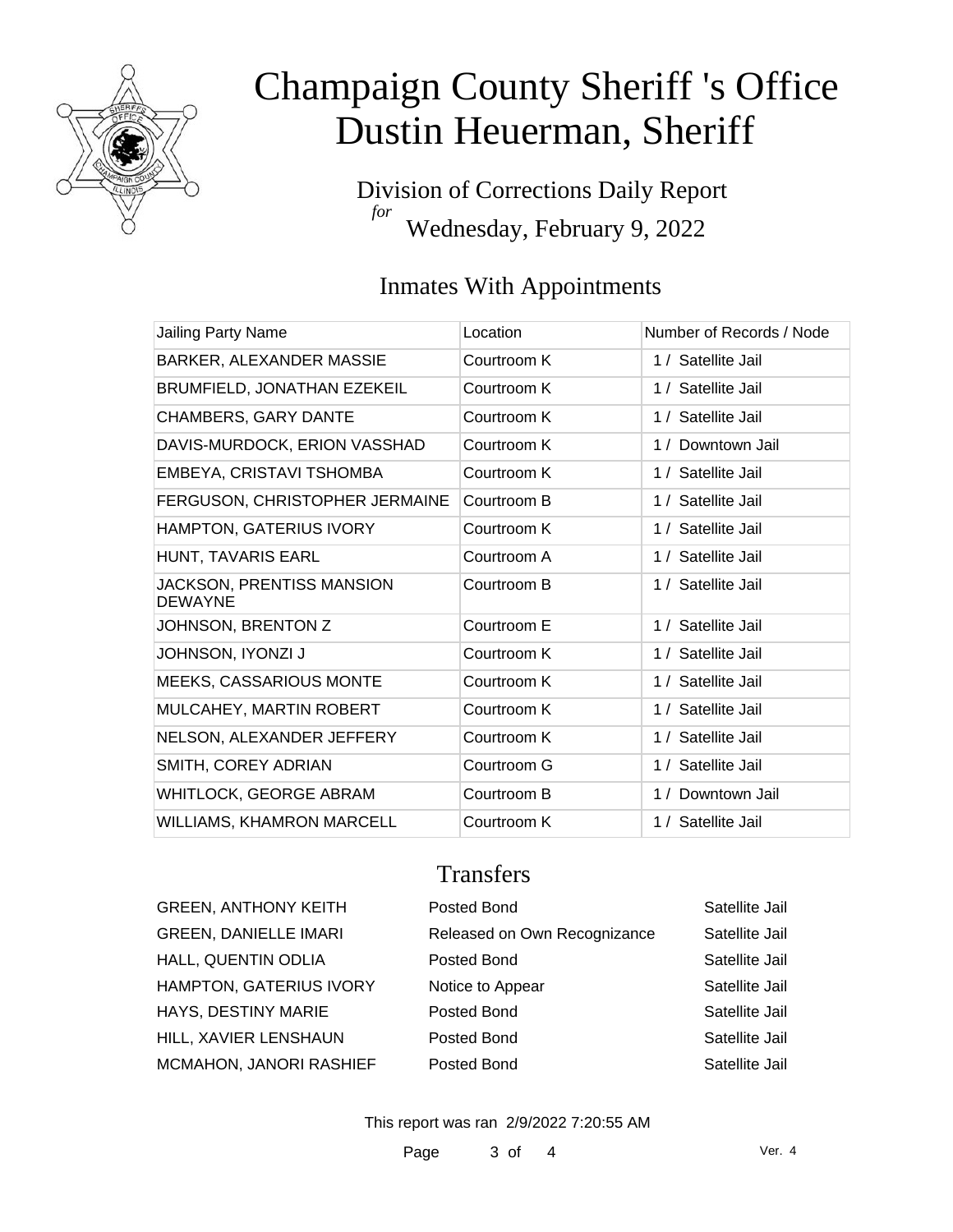# Champaign County Sheriff 's Office
# Dustin Heuerman, Sheriff

Division of Corrections Daily Report
*for*
Wednesday, February 9, 2022

## Inmates With Appointments

| Jailing Party Name | Location | Number of Records / Node |
|---|---|---|
| BARKER, ALEXANDER MASSIE | Courtroom K | 1 / Satellite Jail |
| BRUMFIELD, JONATHAN EZEKEIL | Courtroom K | 1 / Satellite Jail |
| CHAMBERS, GARY DANTE | Courtroom K | 1 / Satellite Jail |
| DAVIS-MURDOCK, ERION VASSHAD | Courtroom K | 1 / Downtown Jail |
| EMBEYA, CRISTAVI TSHOMBA | Courtroom K | 1 / Satellite Jail |
| FERGUSON, CHRISTOPHER JERMAINE | Courtroom B | 1 / Satellite Jail |
| HAMPTON, GATERIUS IVORY | Courtroom K | 1 / Satellite Jail |
| HUNT, TAVARIS EARL | Courtroom A | 1 / Satellite Jail |
| JACKSON, PRENTISS MANSION DEWAYNE | Courtroom B | 1 / Satellite Jail |
| JOHNSON, BRENTON Z | Courtroom E | 1 / Satellite Jail |
| JOHNSON, IYONZI J | Courtroom K | 1 / Satellite Jail |
| MEEKS, CASSARIOUS MONTE | Courtroom K | 1 / Satellite Jail |
| MULCAHEY, MARTIN ROBERT | Courtroom K | 1 / Satellite Jail |
| NELSON, ALEXANDER JEFFERY | Courtroom K | 1 / Satellite Jail |
| SMITH, COREY ADRIAN | Courtroom G | 1 / Satellite Jail |
| WHITLOCK, GEORGE ABRAM | Courtroom B | 1 / Downtown Jail |
| WILLIAMS, KHAMRON MARCELL | Courtroom K | 1 / Satellite Jail |

## Transfers

| | | |
|---|---|---|
| GREEN, ANTHONY KEITH | Posted Bond | Satellite Jail |
| GREEN, DANIELLE IMARI | Released on Own Recognizance | Satellite Jail |
| HALL, QUENTIN ODLIA | Posted Bond | Satellite Jail |
| HAMPTON, GATERIUS IVORY | Notice to Appear | Satellite Jail |
| HAYS, DESTINY MARIE | Posted Bond | Satellite Jail |
| HILL, XAVIER LENSHAUN | Posted Bond | Satellite Jail |
| MCMAHON, JANORI RASHIEF | Posted Bond | Satellite Jail |

This report was ran 2/9/2022 7:20:55 AM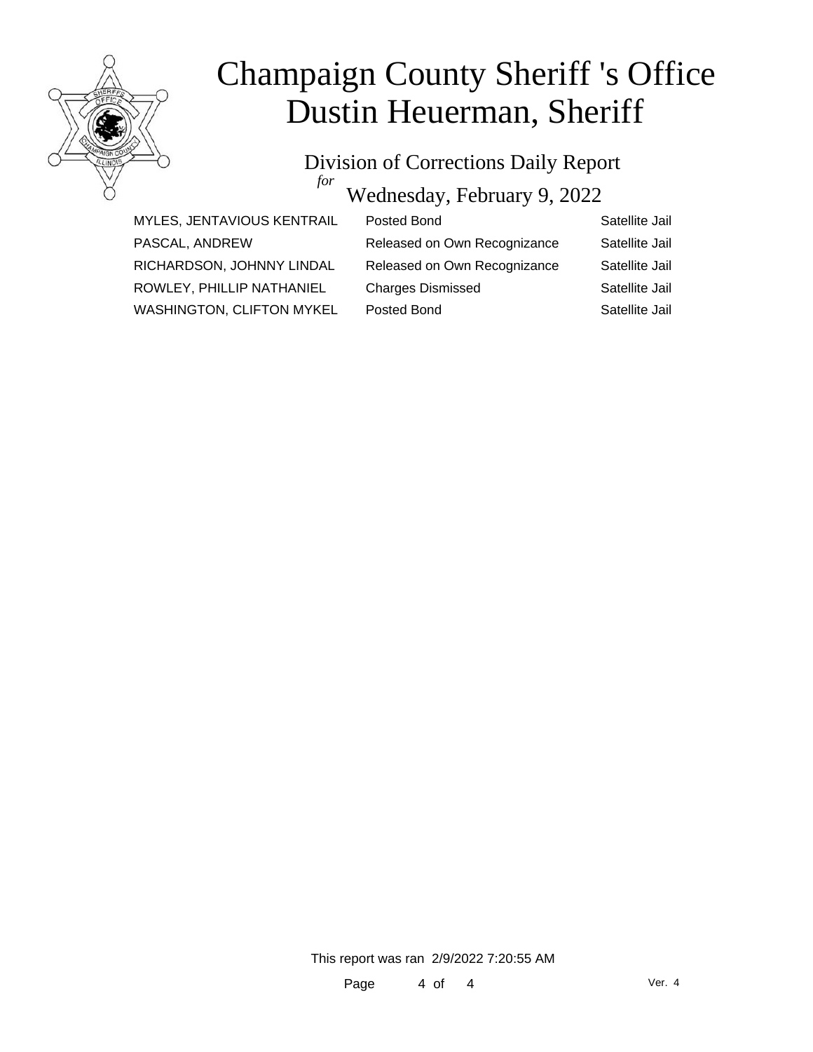# Champaign County Sheriff 's Office
# Dustin Heuerman, Sheriff

## Division of Corrections Daily Report

*for*

## Wednesday, February 9, 2022

| | | |
|---|---|---|
| MYLES, JENTAVIOUS KENTRAIL | Posted Bond | Satellite Jail |
| PASCAL, ANDREW | Released on Own Recognizance | Satellite Jail |
| RICHARDSON, JOHNNY LINDAL | Released on Own Recognizance | Satellite Jail |
| ROWLEY, PHILLIP NATHANIEL | Charges Dismissed | Satellite Jail |
| WASHINGTON, CLIFTON MYKEL | Posted Bond | Satellite Jail |

This report was ran 2/9/2022 7:20:55 AM

Ver. 4